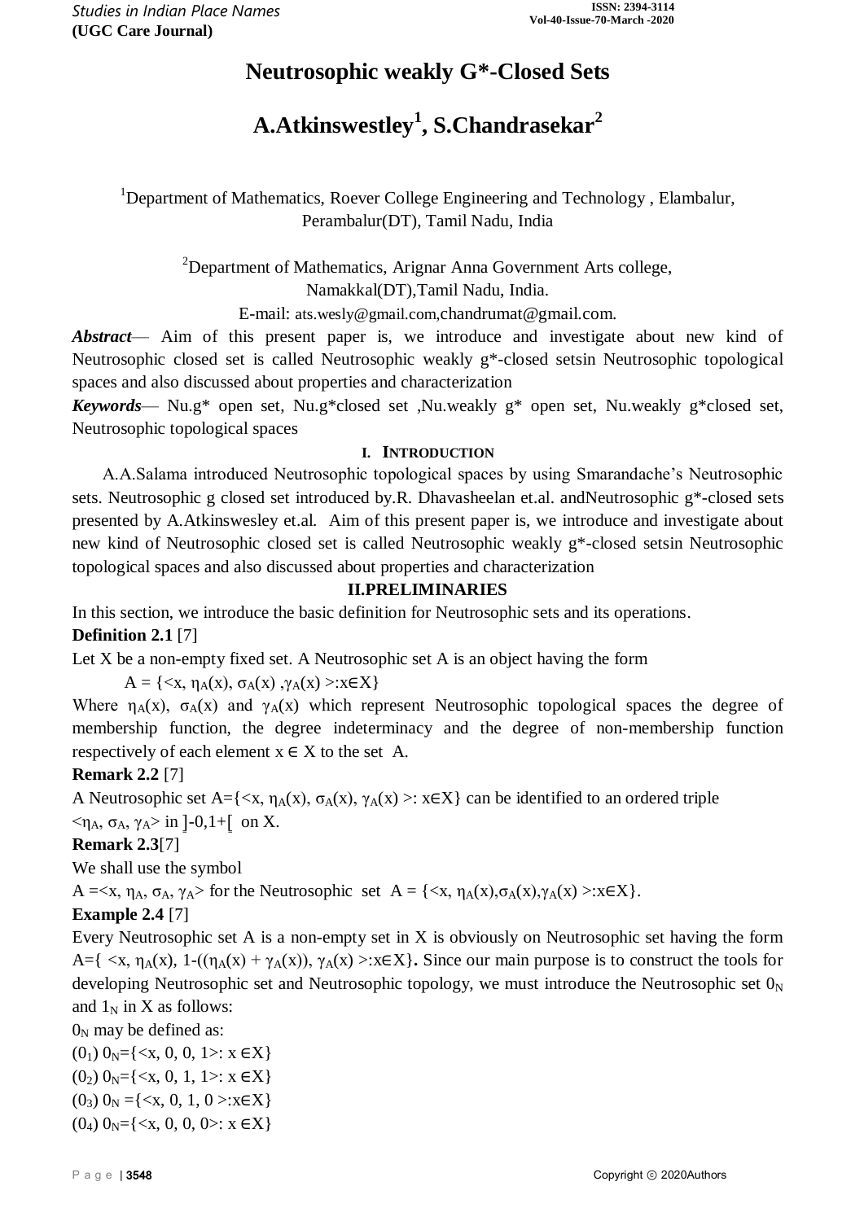# Neutrosophic weakly G*-Closed Sets

## A.Atkinswestley[1], S.Chandrasekar[2]

[1]Department of Mathematics, Roever College Engineering and Technology , Elambalur, Perambalur(DT), Tamil Nadu, India

[2]Department of Mathematics, Arignar Anna Government Arts college, Namakkal(DT),Tamil Nadu, India.

E-mail: ats.wesly@gmail.com,chandrumat@gmail.com.

***Abstract***— Aim of this present paper is, we introduce and investigate about new kind of Neutrosophic closed set is called Neutrosophic weakly g*-closed setsin Neutrosophic topological spaces and also discussed about properties and characterization

***Keywords***— Nu.g* open set, Nu.g*closed set ,Nu.weakly g* open set, Nu.weakly g*closed set, Neutrosophic topological spaces

### I. INTRODUCTION

A.A.Salama introduced Neutrosophic topological spaces by using Smarandache's Neutrosophic sets. Neutrosophic g closed set introduced by.R. Dhavasheelan et.al. andNeutrosophic g*-closed sets presented by A.Atkinswesley et.al. Aim of this present paper is, we introduce and investigate about new kind of Neutrosophic closed set is called Neutrosophic weakly g*-closed setsin Neutrosophic topological spaces and also discussed about properties and characterization

### II.PRELIMINARIES

In this section, we introduce the basic definition for Neutrosophic sets and its operations.

**Definition 2.1** [7]

Let X be a non-empty fixed set. A Neutrosophic set A is an object having the form

$A = \{<x, \eta_A(x), \sigma_A(x), \gamma_A(x)>: x \in X\}$

Where $\eta_A(x)$, $\sigma_A(x)$ and $\gamma_A(x)$ which represent Neutrosophic topological spaces the degree of membership function, the degree indeterminacy and the degree of non-membership function respectively of each element $x \in X$ to the set A.

**Remark 2.2** [7]

A Neutrosophic set $A=\{<x, \eta_A(x), \sigma_A(x), \gamma_A(x)>: x \in X\}$ can be identified to an ordered triple $<\eta_A, \sigma_A, \gamma_A>$ in $]^-0,1^+[$ on X.

**Remark 2.3**[7]

We shall use the symbol

$A =<x, \eta_A, \sigma_A, \gamma_A>$ for the Neutrosophic set $A = \{<x, \eta_A(x),\sigma_A(x),\gamma_A(x)>: x \in X\}$.

**Example 2.4** [7]

Every Neutrosophic set A is a non-empty set in X is obviously on Neutrosophic set having the form $A=\{ <x, \eta_A(x), 1-((\eta_A(x) + \gamma_A(x)), \gamma_A(x)>: x \in X\}$. Since our main purpose is to construct the tools for developing Neutrosophic set and Neutrosophic topology, we must introduce the Neutrosophic set $0_N$ and $1_N$ in X as follows:

$0_N$ may be defined as:

$(0_1)$ $0_N=\{<x, 0, 0, 1>: x \in X\}$

$(0_2)$ $0_N=\{<x, 0, 1, 1>: x \in X\}$

$(0_3)$ $0_N =\{<x, 0, 1, 0>: x \in X\}$

$(0_4)$ $0_N=\{<x, 0, 0, 0>: x \in X\}$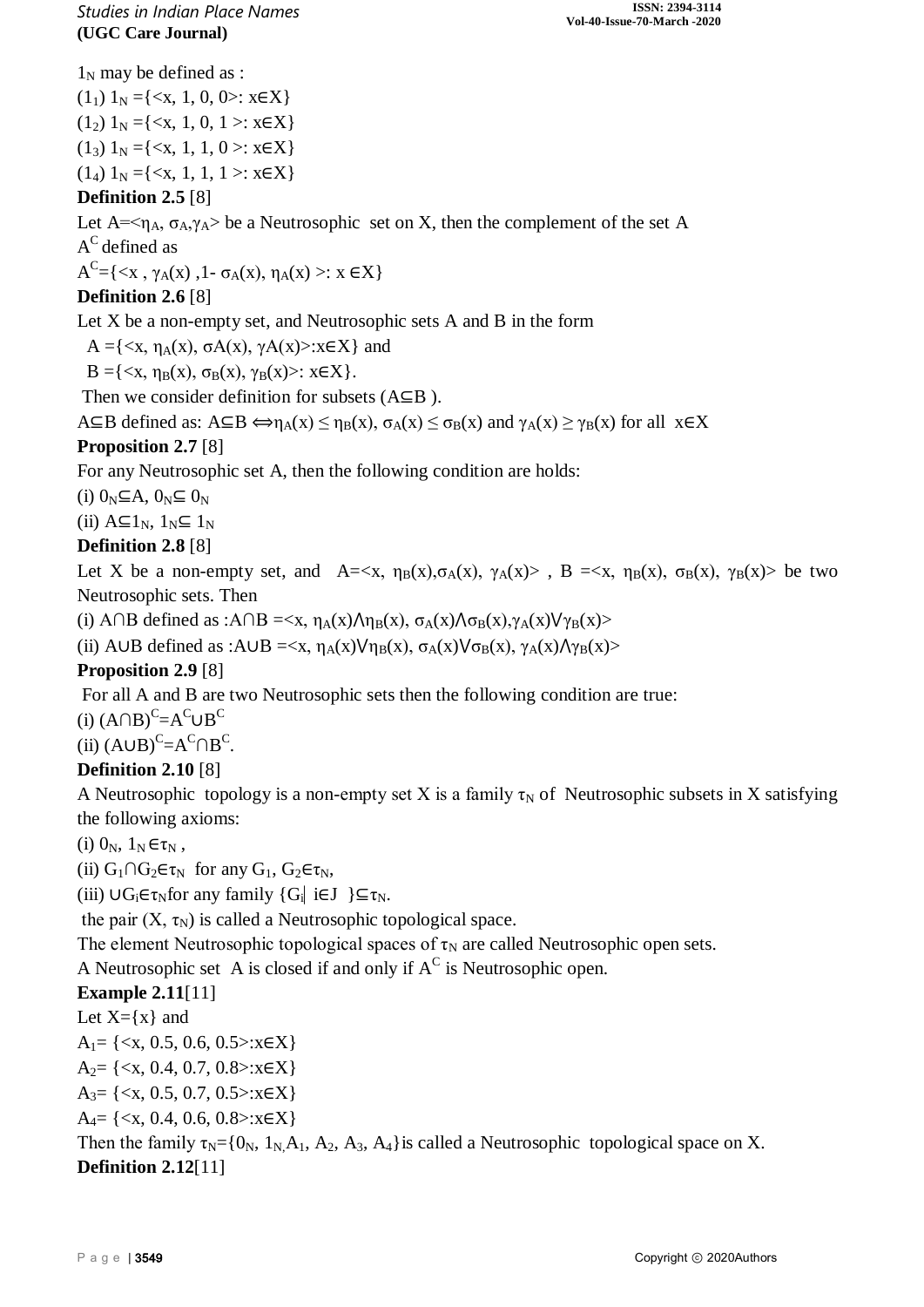$1_N$ may be defined as :

$(1_1)$ $1_N = \{<x, 1, 0, 0>: x \in X\}$

$(1_2)$ $1_N = \{<x, 1, 0, 1>: x \in X\}$

$(1_3)$ $1_N = \{<x, 1, 1, 0>: x \in X\}$

$(1_4)$ $1_N = \{<x, 1, 1, 1>: x \in X\}$

**Definition 2.5** [8]

Let $A = <\eta_A, \sigma_A, \gamma_A>$ be a Neutrosophic set on X, then the complement of the set A $A^C$ defined as

$A^C = \{<x, \gamma_A(x), 1-\sigma_A(x), \eta_A(x)>: x \in X\}$

**Definition 2.6** [8]

Let X be a non-empty set, and Neutrosophic sets A and B in the form

$A = \{<x, \eta_A(x), \sigma A(x), \gamma A(x)>: x \in X\}$ and

$B = \{<x, \eta_B(x), \sigma_B(x), \gamma_B(x)>: x \in X\}$.

Then we consider definition for subsets ($A \subseteq B$).

$A \subseteq B$ defined as: $A \subseteq B \Leftrightarrow \eta_A(x) \leq \eta_B(x)$, $\sigma_A(x) \leq \sigma_B(x)$ and $\gamma_A(x) \geq \gamma_B(x)$ for all $x \in X$

**Proposition 2.7** [8]

For any Neutrosophic set A, then the following condition are holds:

(i) $0_N \subseteq A$, $0_N \subseteq 0_N$

(ii) $A \subseteq 1_N$, $1_N \subseteq 1_N$

**Definition 2.8** [8]

Let X be a non-empty set, and $A = <x, \eta_B(x), \sigma_A(x), \gamma_A(x)>$, $B = <x, \eta_B(x), \sigma_B(x), \gamma_B(x)>$ be two Neutrosophic sets. Then

(i) $A \cap B$ defined as : $A \cap B = <x, \eta_A(x) \wedge \eta_B(x), \sigma_A(x) \wedge \sigma_B(x), \gamma_A(x) \vee \gamma_B(x)>$

(ii) $A \cup B$ defined as : $A \cup B = <x, \eta_A(x) \vee \eta_B(x), \sigma_A(x) \vee \sigma_B(x), \gamma_A(x) \wedge \gamma_B(x)>$

**Proposition 2.9** [8]

For all A and B are two Neutrosophic sets then the following condition are true:

(i) $(A \cap B)^C = A^C \cup B^C$

(ii) $(A \cup B)^C = A^C \cap B^C$.

**Definition 2.10** [8]

A Neutrosophic topology is a non-empty set X is a family $\tau_N$ of Neutrosophic subsets in X satisfying the following axioms:

(i) $0_N, 1_N \in \tau_N$ ,

(ii) $G_1 \cap G_2 \in \tau_N$ for any $G_1, G_2 \in \tau_N$,

(iii) $\cup G_i \in \tau_N$ for any family $\{G_i | i \in J\} \subseteq \tau_N$.

the pair $(X, \tau_N)$ is called a Neutrosophic topological space.

The element Neutrosophic topological spaces of $\tau_N$ are called Neutrosophic open sets.

A Neutrosophic set A is closed if and only if $A^C$ is Neutrosophic open.

**Example 2.11**[11]

Let $X=\{x\}$ and

$A_1 = \{<x, 0.5, 0.6, 0.5>: x \in X\}$

$A_2 = \{<x, 0.4, 0.7, 0.8>: x \in X\}$

$A_3 = \{<x, 0.5, 0.7, 0.5>: x \in X\}$

$A_4 = \{<x, 0.4, 0.6, 0.8>: x \in X\}$

Then the family $\tau_N = \{0_N, 1_N, A_1, A_2, A_3, A_4\}$ is called a Neutrosophic topological space on X.

**Definition 2.12**[11]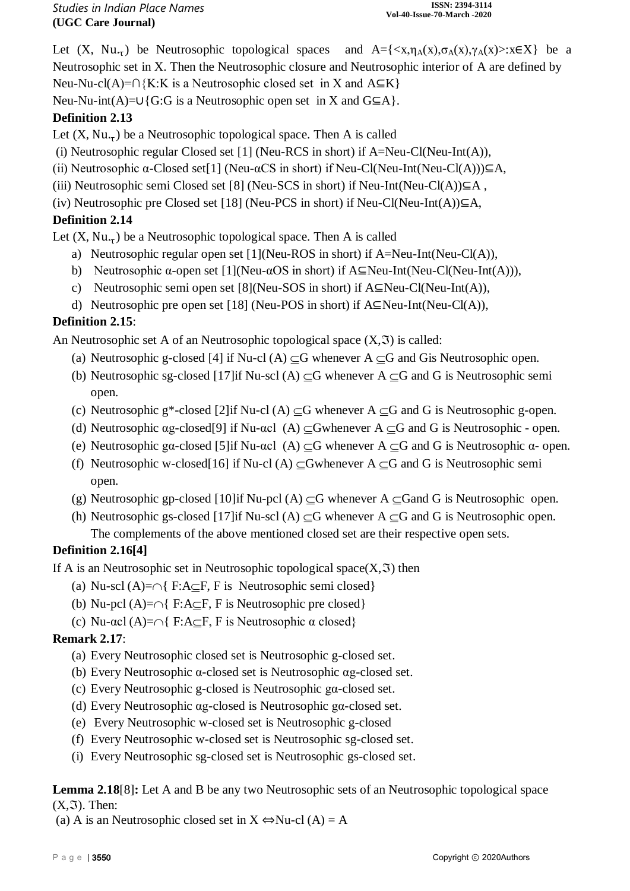Let $(X, Nu._{\tau})$ be Neutrosophic topological spaces and $A=\{<x,\eta_A(x),\sigma_A(x),\gamma_A(x)>:x\in X\}$ be a Neutrosophic set in X. Then the Neutrosophic closure and Neutrosophic interior of A are defined by

Neu-Nu-cl(A)=∩{K:K is a Neutrosophic closed set in X and A⊆K}

Neu-Nu-int(A)=∪{G:G is a Neutrosophic open set in X and G⊆A}.

**Definition 2.13**

Let $(X, Nu._{\tau})$ be a Neutrosophic topological space. Then A is called

(i) Neutrosophic regular Closed set [1] (Neu-RCS in short) if A=Neu-Cl(Neu-Int(A)),

(ii) Neutrosophic α-Closed set[1] (Neu-αCS in short) if Neu-Cl(Neu-Int(Neu-Cl(A)))⊆A,

(iii) Neutrosophic semi Closed set [8] (Neu-SCS in short) if Neu-Int(Neu-Cl(A))⊆A ,

(iv) Neutrosophic pre Closed set [18] (Neu-PCS in short) if Neu-Cl(Neu-Int(A))⊆A,

**Definition 2.14**

Let $(X, Nu._{\tau})$ be a Neutrosophic topological space. Then A is called

a) Neutrosophic regular open set [1](Neu-ROS in short) if A=Neu-Int(Neu-Cl(A)),
b) Neutrosophic α-open set [1](Neu-αOS in short) if A⊆Neu-Int(Neu-Cl(Neu-Int(A))),
c) Neutrosophic semi open set [8](Neu-SOS in short) if A⊆Neu-Cl(Neu-Int(A)),
d) Neutrosophic pre open set [18] (Neu-POS in short) if A⊆Neu-Int(Neu-Cl(A)),

**Definition 2.15**:

An Neutrosophic set A of an Neutrosophic topological space $(X,\Im)$ is called:

(a) Neutrosophic g-closed [4] if Nu-cl (A) ⊆G whenever A ⊆G and Gis Neutrosophic open.
(b) Neutrosophic sg-closed [17]if Nu-scl (A) ⊆G whenever A ⊆G and G is Neutrosophic semi open.
(c) Neutrosophic g*-closed [2]if Nu-cl (A) ⊆G whenever A ⊆G and G is Neutrosophic g-open.
(d) Neutrosophic αg-closed[9] if Nu-αcl (A) ⊆Gwhenever A ⊆G and G is Neutrosophic - open.
(e) Neutrosophic gα-closed [5]if Nu-αcl (A) ⊆G whenever A ⊆G and G is Neutrosophic α- open.
(f) Neutrosophic w-closed[16] if Nu-cl (A) ⊆Gwhenever A ⊆G and G is Neutrosophic semi open.
(g) Neutrosophic gp-closed [10]if Nu-pcl (A) ⊆G whenever A ⊆Gand G is Neutrosophic open.
(h) Neutrosophic gs-closed [17]if Nu-scl (A) ⊆G whenever A ⊆G and G is Neutrosophic open.

The complements of the above mentioned closed set are their respective open sets.

**Definition 2.16[4]**

If A is an Neutrosophic set in Neutrosophic topological space$(X,\Im)$ then

(a) Nu-scl (A)=∩{ F:A⊆F, F is Neutrosophic semi closed}
(b) Nu-pcl (A)=∩{ F:A⊆F, F is Neutrosophic pre closed}
(c) Nu-αcl (A)=∩{ F:A⊆F, F is Neutrosophic α closed}

**Remark 2.17**:

(a) Every Neutrosophic closed set is Neutrosophic g-closed set.
(b) Every Neutrosophic α-closed set is Neutrosophic αg-closed set.
(c) Every Neutrosophic g-closed is Neutrosophic gα-closed set.
(d) Every Neutrosophic αg-closed is Neutrosophic gα-closed set.
(e) Every Neutrosophic w-closed set is Neutrosophic g-closed
(f) Every Neutrosophic w-closed set is Neutrosophic sg-closed set.
(i) Every Neutrosophic sg-closed set is Neutrosophic gs-closed set.

**Lemma 2.18**[8]**:** Let A and B be any two Neutrosophic sets of an Neutrosophic topological space $(X,\Im)$. Then:

(a) A is an Neutrosophic closed set in X ⇔Nu-cl (A) = A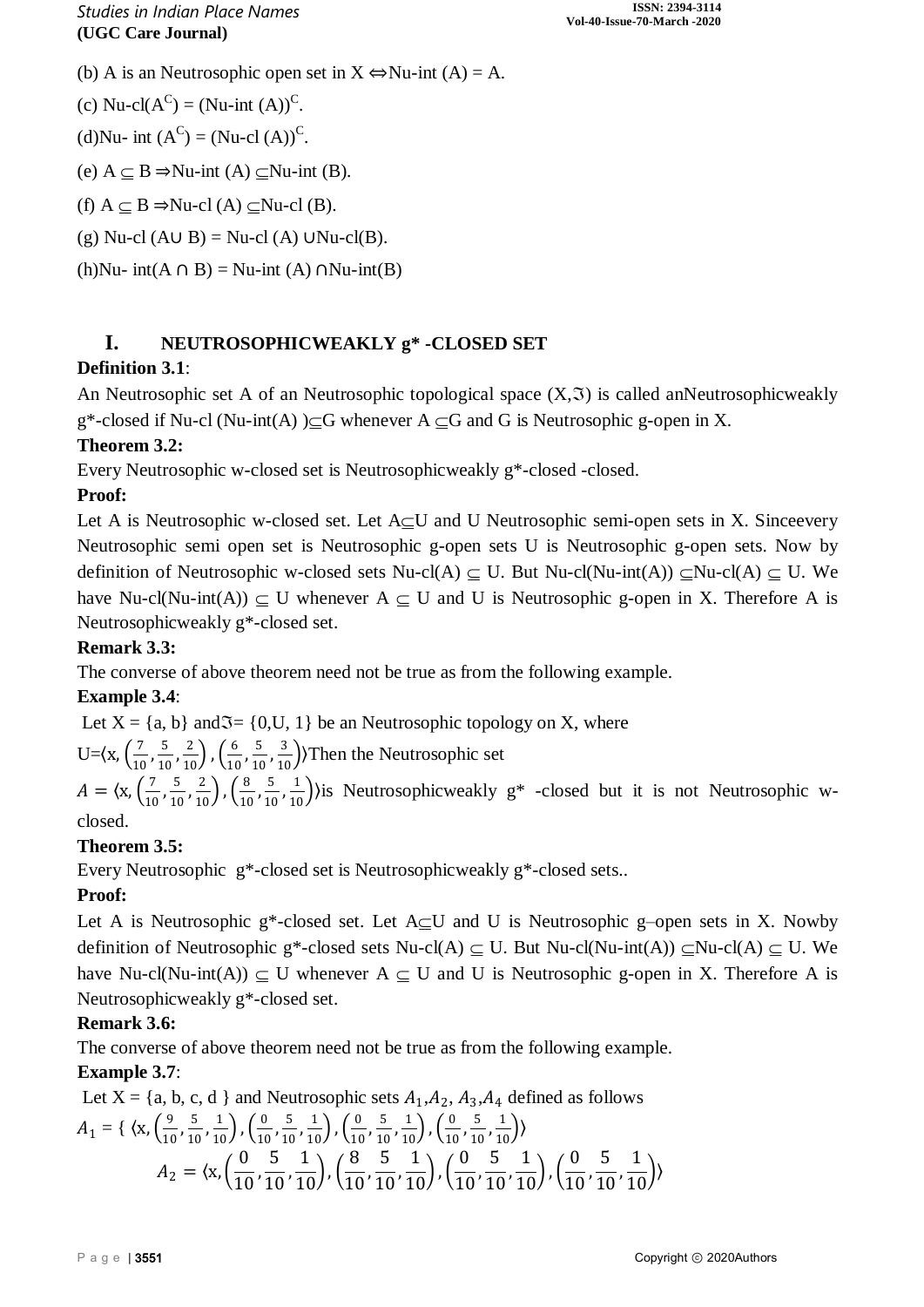(b) A is an Neutrosophic open set in X ⇔Nu-int (A) = A.

(c) Nu-cl($A^C$) = (Nu-int (A))$^C$.

(d)Nu- int ($A^C$) = (Nu-cl (A))$^C$.

(e) A ⊆ B ⇒Nu-int (A) ⊆Nu-int (B).

(f) A ⊆ B ⇒Nu-cl (A) ⊆Nu-cl (B).

(g) Nu-cl (A∪ B) = Nu-cl (A) ∪Nu-cl(B).

(h)Nu- int(A ∩ B) = Nu-int (A) ∩Nu-int(B)

# I. NEUTROSOPHICWEAKLY g* -CLOSED SET

**Definition 3.1**:

An Neutrosophic set A of an Neutrosophic topological space (X,$\Im$) is called anNeutrosophicweakly g*-closed if Nu-cl (Nu-int(A) )⊆G whenever A ⊆G and G is Neutrosophic g-open in X.

**Theorem 3.2:**

Every Neutrosophic w-closed set is Neutrosophicweakly g*-closed -closed.

**Proof:**

Let A is Neutrosophic w-closed set. Let A⊆U and U Neutrosophic semi-open sets in X. Sinceevery Neutrosophic semi open set is Neutrosophic g-open sets U is Neutrosophic g-open sets. Now by definition of Neutrosophic w-closed sets Nu-cl(A) ⊆ U. But Nu-cl(Nu-int(A)) ⊆Nu-cl(A) ⊆ U. We have Nu-cl(Nu-int(A)) ⊆ U whenever A ⊆ U and U is Neutrosophic g-open in X. Therefore A is Neutrosophicweakly g*-closed set.

**Remark 3.3:**

The converse of above theorem need not be true as from the following example.

**Example 3.4**:

Let X = {a, b} and$\Im$= {0,U, 1} be an Neutrosophic topology on X, where

U=$\langle$x, $\left(\frac{7}{10},\frac{5}{10},\frac{2}{10}\right),\left(\frac{6}{10},\frac{5}{10},\frac{3}{10}\right)\rangle$Then the Neutrosophic set

$A = \langle$x, $\left(\frac{7}{10},\frac{5}{10},\frac{2}{10}\right),\left(\frac{8}{10},\frac{5}{10},\frac{1}{10}\right)\rangle$is Neutrosophicweakly g* -closed but it is not Neutrosophic w-closed.

**Theorem 3.5:**

Every Neutrosophic g*-closed set is Neutrosophicweakly g*-closed sets..

**Proof:**

Let A is Neutrosophic g*-closed set. Let A⊆U and U is Neutrosophic g–open sets in X. Nowby definition of Neutrosophic g*-closed sets Nu-cl(A) ⊆ U. But Nu-cl(Nu-int(A)) ⊆Nu-cl(A) ⊆ U. We have Nu-cl(Nu-int(A)) ⊆ U whenever A ⊆ U and U is Neutrosophic g-open in X. Therefore A is Neutrosophicweakly g*-closed set.

**Remark 3.6:**

The converse of above theorem need not be true as from the following example.

**Example 3.7**:

Let X = {a, b, c, d } and Neutrosophic sets $A_1$,$A_2$, $A_3$,$A_4$ defined as follows

$A_1$ = { $\langle$x, $\left(\frac{9}{10},\frac{5}{10},\frac{1}{10}\right),\left(\frac{0}{10},\frac{5}{10},\frac{1}{10}\right),\left(\frac{0}{10},\frac{5}{10},\frac{1}{10}\right),\left(\frac{0}{10},\frac{5}{10},\frac{1}{10}\right)\rangle$

$$A_2 = \langle \text{x}, \left(\frac{0}{10},\frac{5}{10},\frac{1}{10}\right),\left(\frac{8}{10},\frac{5}{10},\frac{1}{10}\right),\left(\frac{0}{10},\frac{5}{10},\frac{1}{10}\right),\left(\frac{0}{10},\frac{5}{10},\frac{1}{10}\right)\rangle$$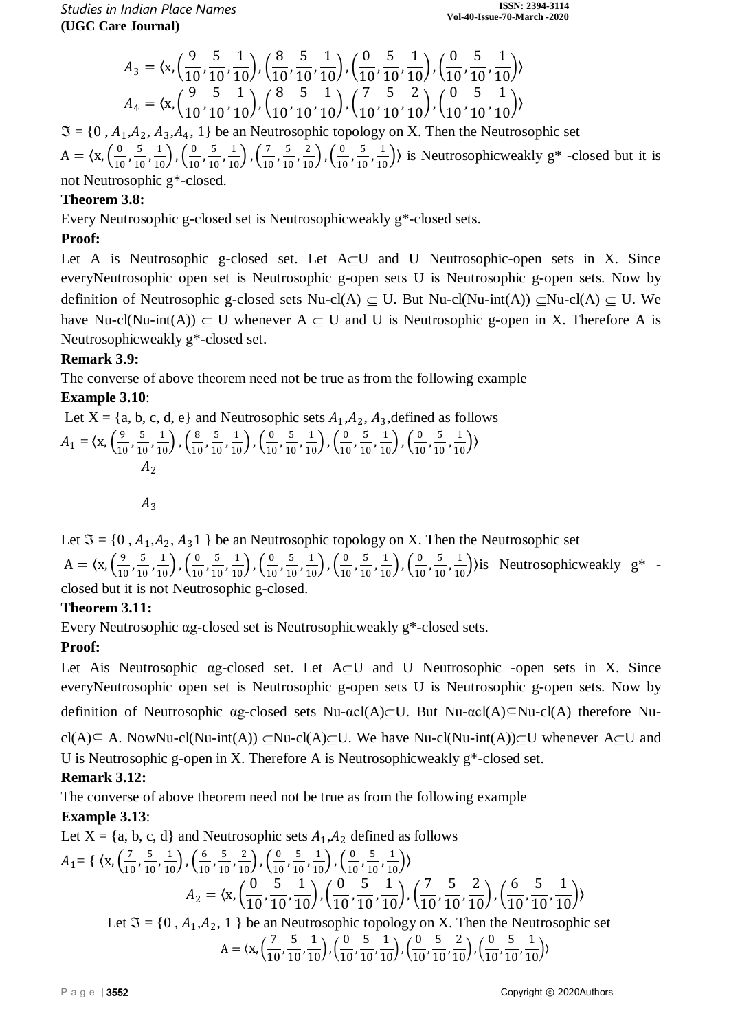$$A_3 = \langle x, \left(\frac{9}{10}, \frac{5}{10}, \frac{1}{10}\right), \left(\frac{8}{10}, \frac{5}{10}, \frac{1}{10}\right), \left(\frac{0}{10}, \frac{5}{10}, \frac{1}{10}\right), \left(\frac{0}{10}, \frac{5}{10}, \frac{1}{10}\right)\rangle$$

$$A_4 = \langle x, \left(\frac{9}{10}, \frac{5}{10}, \frac{1}{10}\right), \left(\frac{8}{10}, \frac{5}{10}, \frac{1}{10}\right), \left(\frac{7}{10}, \frac{5}{10}, \frac{2}{10}\right), \left(\frac{0}{10}, \frac{5}{10}, \frac{1}{10}\right)\rangle$$

$\mathfrak{I} = \{0, A_1, A_2, A_3, A_4, 1\}$ be an Neutrosophic topology on X. Then the Neutrosophic set $A = \langle x, \left(\frac{0}{10}, \frac{5}{10}, \frac{1}{10}\right), \left(\frac{0}{10}, \frac{5}{10}, \frac{1}{10}\right), \left(\frac{7}{10}, \frac{5}{10}, \frac{2}{10}\right), \left(\frac{0}{10}, \frac{5}{10}, \frac{1}{10}\right)\rangle$ is Neutrosophicweakly g* -closed but it is not Neutrosophic g*-closed.

**Theorem 3.8:**

Every Neutrosophic g-closed set is Neutrosophicweakly g*-closed sets.

**Proof:**

Let A is Neutrosophic g-closed set. Let A⊆U and U Neutrosophic-open sets in X. Since everyNeutrosophic open set is Neutrosophic g-open sets U is Neutrosophic g-open sets. Now by definition of Neutrosophic g-closed sets Nu-cl(A) ⊆ U. But Nu-cl(Nu-int(A)) ⊆Nu-cl(A) ⊆ U. We have Nu-cl(Nu-int(A)) ⊆ U whenever A ⊆ U and U is Neutrosophic g-open in X. Therefore A is Neutrosophicweakly g*-closed set.

**Remark 3.9:**

The converse of above theorem need not be true as from the following example

**Example 3.10**:

Let X = {a, b, c, d, e} and Neutrosophic sets $A_1, A_2, A_3$, defined as follows

$A_1 = \langle x, \left(\frac{9}{10}, \frac{5}{10}, \frac{1}{10}\right), \left(\frac{8}{10}, \frac{5}{10}, \frac{1}{10}\right), \left(\frac{0}{10}, \frac{5}{10}, \frac{1}{10}\right), \left(\frac{0}{10}, \frac{5}{10}, \frac{1}{10}\right), \left(\frac{0}{10}, \frac{5}{10}, \frac{1}{10}\right)\rangle$

$A_2$

$A_3$

Let $\mathfrak{I} = \{0, A_1, A_2, A_3 1\}$ be an Neutrosophic topology on X. Then the Neutrosophic set $A = \langle x, \left(\frac{9}{10}, \frac{5}{10}, \frac{1}{10}\right), \left(\frac{0}{10}, \frac{5}{10}, \frac{1}{10}\right), \left(\frac{0}{10}, \frac{5}{10}, \frac{1}{10}\right), \left(\frac{0}{10}, \frac{5}{10}, \frac{1}{10}\right), \left(\frac{0}{10}, \frac{5}{10}, \frac{1}{10}\right)\rangle$is Neutrosophicweakly g* - closed but it is not Neutrosophic g-closed.

**Theorem 3.11:**

Every Neutrosophic αg-closed set is Neutrosophicweakly g*-closed sets.

**Proof:**

Let Ais Neutrosophic αg-closed set. Let A⊆U and U Neutrosophic -open sets in X. Since everyNeutrosophic open set is Neutrosophic g-open sets U is Neutrosophic g-open sets. Now by definition of Neutrosophic αg-closed sets Nu-αcl(A)⊆U. But Nu-αcl(A)⊆Nu-cl(A) therefore Nu-cl(A)⊆ A. NowNu-cl(Nu-int(A)) ⊆Nu-cl(A)⊆U. We have Nu-cl(Nu-int(A))⊆U whenever A⊆U and U is Neutrosophic g-open in X. Therefore A is Neutrosophicweakly g*-closed set.

**Remark 3.12:**

The converse of above theorem need not be true as from the following example

**Example 3.13**:

Let X = {a, b, c, d} and Neutrosophic sets $A_1, A_2$ defined as follows

$A_1 = \{ \langle x, \left(\frac{7}{10}, \frac{5}{10}, \frac{1}{10}\right), \left(\frac{6}{10}, \frac{5}{10}, \frac{2}{10}\right), \left(\frac{0}{10}, \frac{5}{10}, \frac{1}{10}\right), \left(\frac{0}{10}, \frac{5}{10}, \frac{1}{10}\right)\rangle$

$$A_2 = \langle x, \left(\frac{0}{10}, \frac{5}{10}, \frac{1}{10}\right), \left(\frac{0}{10}, \frac{5}{10}, \frac{1}{10}\right), \left(\frac{7}{10}, \frac{5}{10}, \frac{2}{10}\right), \left(\frac{6}{10}, \frac{5}{10}, \frac{1}{10}\right)\rangle$$

Let $\mathfrak{I} = \{0, A_1, A_2, 1\}$ be an Neutrosophic topology on X. Then the Neutrosophic set

$$A = \langle x, \left(\frac{7}{10}, \frac{5}{10}, \frac{1}{10}\right), \left(\frac{0}{10}, \frac{5}{10}, \frac{1}{10}\right), \left(\frac{0}{10}, \frac{5}{10}, \frac{2}{10}\right), \left(\frac{0}{10}, \frac{5}{10}, \frac{1}{10}\right)\rangle$$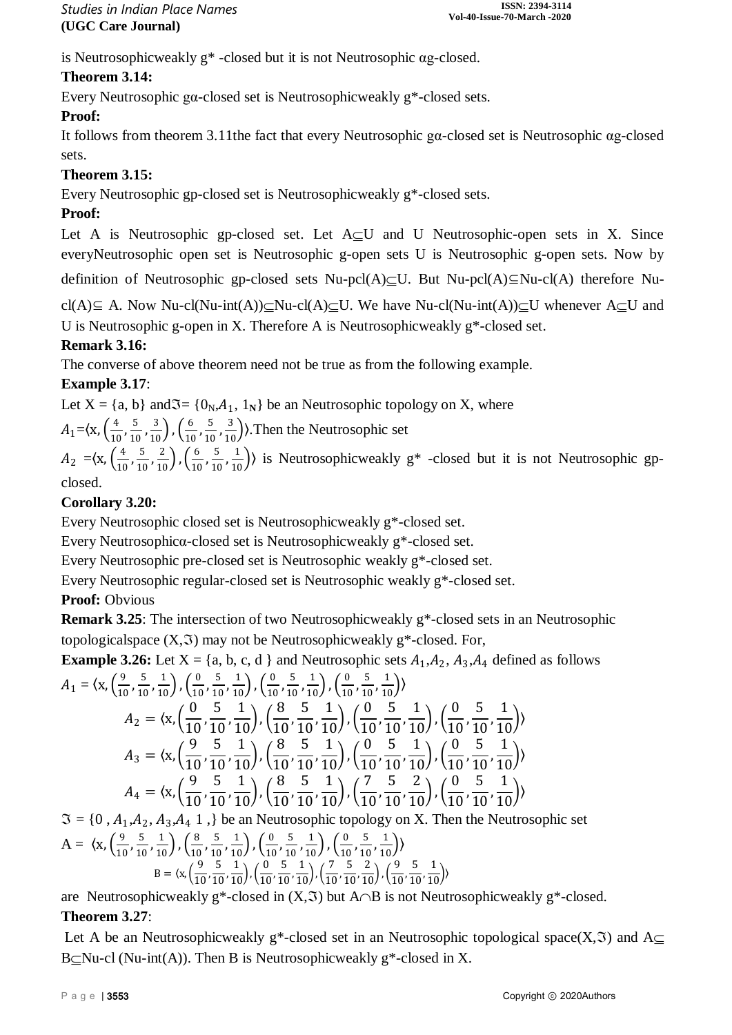is Neutrosophicweakly g* -closed but it is not Neutrosophic αg-closed.

**Theorem 3.14:**

Every Neutrosophic gα-closed set is Neutrosophicweakly g*-closed sets.

**Proof:**

It follows from theorem 3.11the fact that every Neutrosophic gα-closed set is Neutrosophic αg-closed sets.

**Theorem 3.15:**

Every Neutrosophic gp-closed set is Neutrosophicweakly g*-closed sets.

**Proof:**

Let A is Neutrosophic gp-closed set. Let A⊆U and U Neutrosophic-open sets in X. Since everyNeutrosophic open set is Neutrosophic g-open sets U is Neutrosophic g-open sets. Now by definition of Neutrosophic gp-closed sets Nu-pcl(A)⊆U. But Nu-pcl(A)⊆Nu-cl(A) therefore Nu-cl(A)⊆ A. Now Nu-cl(Nu-int(A))⊆Nu-cl(A)⊆U. We have Nu-cl(Nu-int(A))⊆U whenever A⊆U and U is Neutrosophic g-open in X. Therefore A is Neutrosophicweakly g*-closed set.

**Remark 3.16:**

The converse of above theorem need not be true as from the following example.

**Example 3.17**:

Let X = {a, b} and$\mathfrak{I}$= {$0_N$,$A_1$, $1_N$} be an Neutrosophic topology on X, where

$A_1$=⟨x, $\left(\frac{4}{10},\frac{5}{10},\frac{3}{10}\right),\left(\frac{6}{10},\frac{5}{10},\frac{3}{10}\right)$⟩.Then the Neutrosophic set

$A_2$ =⟨x, $\left(\frac{4}{10},\frac{5}{10},\frac{2}{10}\right),\left(\frac{6}{10},\frac{5}{10},\frac{1}{10}\right)$⟩ is Neutrosophicweakly g* -closed but it is not Neutrosophic gp-closed.

**Corollary 3.20:**

Every Neutrosophic closed set is Neutrosophicweakly g*-closed set.

Every Neutrosophicα-closed set is Neutrosophicweakly g*-closed set.

Every Neutrosophic pre-closed set is Neutrosophic weakly g*-closed set.

Every Neutrosophic regular-closed set is Neutrosophic weakly g*-closed set.

**Proof:** Obvious

**Remark 3.25**: The intersection of two Neutrosophicweakly g*-closed sets in an Neutrosophic topologicalspace (X,$\mathfrak{I}$) may not be Neutrosophicweakly g*-closed. For,

**Example 3.26:** Let X = {a, b, c, d } and Neutrosophic sets $A_1$,$A_2$, $A_3$,$A_4$ defined as follows

$A_1$ = ⟨x, $\left(\frac{9}{10},\frac{5}{10},\frac{1}{10}\right),\left(\frac{0}{10},\frac{5}{10},\frac{1}{10}\right),\left(\frac{0}{10},\frac{5}{10},\frac{1}{10}\right),\left(\frac{0}{10},\frac{5}{10},\frac{1}{10}\right)$⟩

$$A_2 = \langle x, \left(\frac{0}{10},\frac{5}{10},\frac{1}{10}\right),\left(\frac{8}{10},\frac{5}{10},\frac{1}{10}\right),\left(\frac{0}{10},\frac{5}{10},\frac{1}{10}\right),\left(\frac{0}{10},\frac{5}{10},\frac{1}{10}\right)\rangle$$

$$A_3 = \langle x, \left(\frac{9}{10},\frac{5}{10},\frac{1}{10}\right),\left(\frac{8}{10},\frac{5}{10},\frac{1}{10}\right),\left(\frac{0}{10},\frac{5}{10},\frac{1}{10}\right),\left(\frac{0}{10},\frac{5}{10},\frac{1}{10}\right)\rangle$$

$$A_4 = \langle x, \left(\frac{9}{10},\frac{5}{10},\frac{1}{10}\right),\left(\frac{8}{10},\frac{5}{10},\frac{1}{10}\right),\left(\frac{7}{10},\frac{5}{10},\frac{2}{10}\right),\left(\frac{0}{10},\frac{5}{10},\frac{1}{10}\right)\rangle$$

$\mathfrak{I}$ = {0 , $A_1$,$A_2$, $A_3$,$A_4$ 1 ,} be an Neutrosophic topology on X. Then the Neutrosophic set

A = ⟨x, $\left(\frac{9}{10},\frac{5}{10},\frac{1}{10}\right),\left(\frac{8}{10},\frac{5}{10},\frac{1}{10}\right),\left(\frac{0}{10},\frac{5}{10},\frac{1}{10}\right),\left(\frac{0}{10},\frac{5}{10},\frac{1}{10}\right)$⟩

B = ⟨x, $\left(\frac{9}{10},\frac{5}{10},\frac{1}{10}\right),\left(\frac{0}{10},\frac{5}{10},\frac{1}{10}\right),\left(\frac{7}{10},\frac{5}{10},\frac{2}{10}\right),\left(\frac{9}{10},\frac{5}{10},\frac{1}{10}\right)$⟩

are Neutrosophicweakly g*-closed in (X,$\mathfrak{I}$) but A∩B is not Neutrosophicweakly g*-closed.

**Theorem 3.27**:

Let A be an Neutrosophicweakly g*-closed set in an Neutrosophic topological space(X,$\mathfrak{I}$) and A⊆ B⊆Nu-cl (Nu-int(A)). Then B is Neutrosophicweakly g*-closed in X.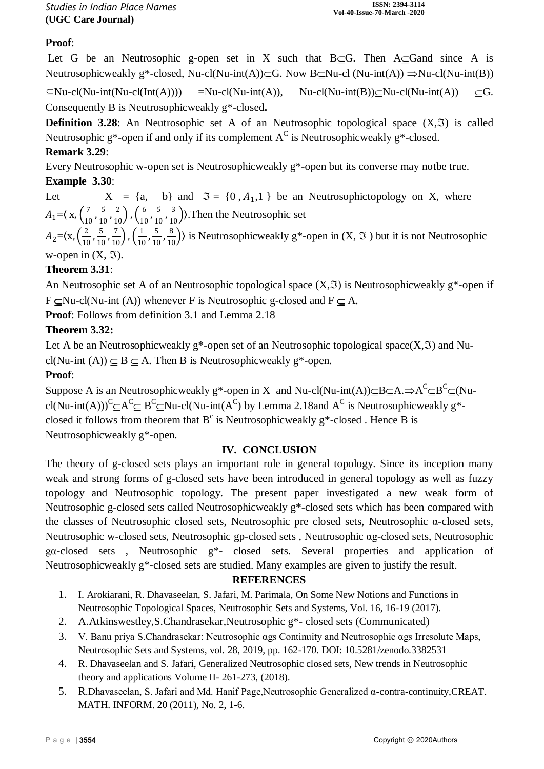**Proof**:

Let G be an Neutrosophic g-open set in X such that B⊆G. Then A⊆Gand since A is Neutrosophicweakly g*-closed, Nu-cl(Nu-int(A))⊆G. Now B⊆Nu-cl (Nu-int(A)) ⇒Nu-cl(Nu-int(B)) ⊆Nu-cl(Nu-int(Nu-cl(Int(A)))) =Nu-cl(Nu-int(A)), Nu-cl(Nu-int(B))⊆Nu-cl(Nu-int(A)) ⊆G. Consequently B is Neutrosophicweakly g*-closed**.**

**Definition 3.28**: An Neutrosophic set A of an Neutrosophic topological space (X,$\Im$) is called Neutrosophic g*-open if and only if its complement $A^C$ is Neutrosophicweakly g*-closed.

**Remark 3.29**:

Every Neutrosophic w-open set is Neutrosophicweakly g*-open but its converse may notbe true.

**Example 3.30**:

Let X = {a, b} and $\Im$ = {0 , $A_1$,1 } be an Neutrosophictopology on X, where $A_1$=⟨ x, $\left(\frac{7}{10},\frac{5}{10},\frac{2}{10}\right)$ , $\left(\frac{6}{10},\frac{5}{10},\frac{3}{10}\right)$⟩.Then the Neutrosophic set $A_2$=⟨x, $\left(\frac{2}{10},\frac{5}{10},\frac{7}{10}\right)$ , $\left(\frac{1}{10},\frac{5}{10},\frac{8}{10}\right)$⟩ is Neutrosophicweakly g*-open in (X, $\Im$ ) but it is not Neutrosophic w-open in (X, $\Im$).

**Theorem 3.31**:

An Neutrosophic set A of an Neutrosophic topological space (X,$\Im$) is Neutrosophicweakly g*-open if F ⊆Nu-cl(Nu-int (A)) whenever F is Neutrosophic g-closed and F ⊆ A.

**Proof**: Follows from definition 3.1 and Lemma 2.18

**Theorem 3.32:**

Let A be an Neutrosophicweakly g*-open set of an Neutrosophic topological space(X,$\Im$) and Nu-cl(Nu-int (A)) ⊆ B ⊆ A. Then B is Neutrosophicweakly g*-open.

**Proof**:

Suppose A is an Neutrosophicweakly g*-open in X and Nu-cl(Nu-int(A))⊆B⊆A.⇒$A^C$⊆$B^C$⊆(Nu-cl(Nu-int(A)))$^C$⊆$A^C$⊆ $B^C$⊆Nu-cl(Nu-int($A^C$) by Lemma 2.18and $A^C$ is Neutrosophicweakly g*-closed it follows from theorem that $B^c$ is Neutrosophicweakly g*-closed . Hence B is Neutrosophicweakly g*-open.

## IV. CONCLUSION

The theory of g-closed sets plays an important role in general topology. Since its inception many weak and strong forms of g-closed sets have been introduced in general topology as well as fuzzy topology and Neutrosophic topology. The present paper investigated a new weak form of Neutrosophic g-closed sets called Neutrosophicweakly g*-closed sets which has been compared with the classes of Neutrosophic closed sets, Neutrosophic pre closed sets, Neutrosophic α-closed sets, Neutrosophic w-closed sets, Neutrosophic gp-closed sets , Neutrosophic αg-closed sets, Neutrosophic gα-closed sets , Neutrosophic g*- closed sets. Several properties and application of Neutrosophicweakly g*-closed sets are studied. Many examples are given to justify the result.

## REFERENCES

1. I. Arokiarani, R. Dhavaseelan, S. Jafari, M. Parimala, On Some New Notions and Functions in Neutrosophic Topological Spaces, Neutrosophic Sets and Systems, Vol. 16, 16-19 (2017).
2. A.Atkinswestley,S.Chandrasekar,Neutrosophic g*- closed sets (Communicated)
3. V. Banu priya S.Chandrasekar: Neutrosophic αgs Continuity and Neutrosophic αgs Irresolute Maps, Neutrosophic Sets and Systems, vol. 28, 2019, pp. 162-170. DOI: 10.5281/zenodo.3382531
4. R. Dhavaseelan and S. Jafari, Generalized Neutrosophic closed sets, New trends in Neutrosophic theory and applications Volume II- 261-273, (2018).
5. R.Dhavaseelan, S. Jafari and Md. Hanif Page,Neutrosophic Generalized α-contra-continuity,CREAT. MATH. INFORM. 20 (2011), No. 2, 1-6.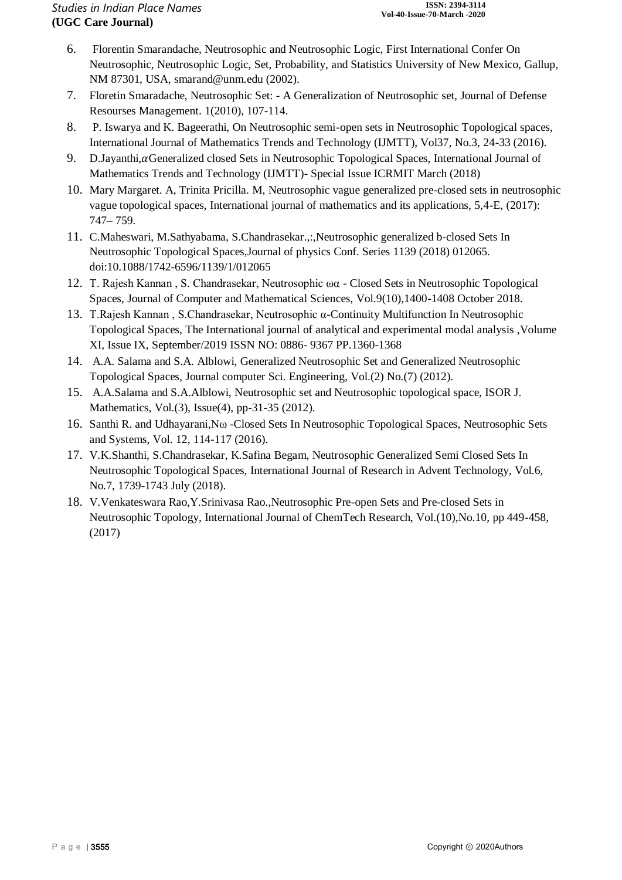6. Florentin Smarandache, Neutrosophic and Neutrosophic Logic, First International Confer On Neutrosophic, Neutrosophic Logic, Set, Probability, and Statistics University of New Mexico, Gallup, NM 87301, USA, smarand@unm.edu (2002).
7. Floretin Smaradache, Neutrosophic Set: - A Generalization of Neutrosophic set, Journal of Defense Resourses Management. 1(2010), 107-114.
8. P. Iswarya and K. Bageerathi, On Neutrosophic semi-open sets in Neutrosophic Topological spaces, International Journal of Mathematics Trends and Technology (IJMTT), Vol37, No.3, 24-33 (2016).
9. D.Jayanthi,$\alpha$Generalized closed Sets in Neutrosophic Topological Spaces, International Journal of Mathematics Trends and Technology (IJMTT)- Special Issue ICRMIT March (2018)
10. Mary Margaret. A, Trinita Pricilla. M, Neutrosophic vague generalized pre-closed sets in neutrosophic vague topological spaces, International journal of mathematics and its applications, 5,4-E, (2017): 747– 759.
11. C.Maheswari, M.Sathyabama, S.Chandrasekar.,:,Neutrosophic generalized b-closed Sets In Neutrosophic Topological Spaces,Journal of physics Conf. Series 1139 (2018) 012065. doi:10.1088/1742-6596/1139/1/012065
12. T. Rajesh Kannan , S. Chandrasekar, Neutrosophic ωα - Closed Sets in Neutrosophic Topological Spaces, Journal of Computer and Mathematical Sciences, Vol.9(10),1400-1408 October 2018.
13. T.Rajesh Kannan , S.Chandrasekar, Neutrosophic α-Continuity Multifunction In Neutrosophic Topological Spaces, The International journal of analytical and experimental modal analysis ,Volume XI, Issue IX, September/2019 ISSN NO: 0886- 9367 PP.1360-1368
14. A.A. Salama and S.A. Alblowi, Generalized Neutrosophic Set and Generalized Neutrosophic Topological Spaces, Journal computer Sci. Engineering, Vol.(2) No.(7) (2012).
15. A.A.Salama and S.A.Alblowi, Neutrosophic set and Neutrosophic topological space, ISOR J. Mathematics, Vol.(3), Issue(4), pp-31-35 (2012).
16. Santhi R. and Udhayarani,Nω -Closed Sets In Neutrosophic Topological Spaces, Neutrosophic Sets and Systems, Vol. 12, 114-117 (2016).
17. V.K.Shanthi, S.Chandrasekar, K.Safina Begam, Neutrosophic Generalized Semi Closed Sets In Neutrosophic Topological Spaces, International Journal of Research in Advent Technology, Vol.6, No.7, 1739-1743 July (2018).
18. V.Venkateswara Rao,Y.Srinivasa Rao.,Neutrosophic Pre-open Sets and Pre-closed Sets in Neutrosophic Topology, International Journal of ChemTech Research, Vol.(10),No.10, pp 449-458, (2017)